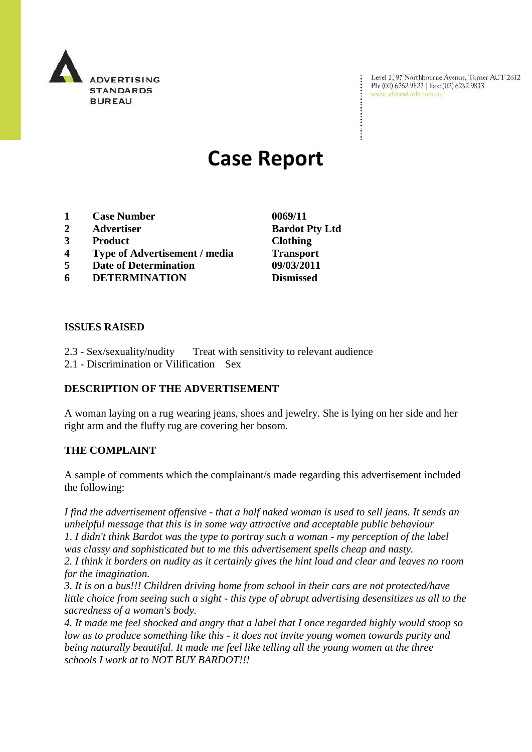ADVERTISING STANDARDS BUREAU

Level 2, 97 Northbourne Avenue, Turner ACT 2612
Ph: (02) 6262 9822 | Fax: (02) 6262 9833
www.adstandards.com.au

# Case Report

| | | |
|---|---|---|
| 1 | **Case Number** | **0069/11** |
| 2 | **Advertiser** | **Bardot Pty Ltd** |
| 3 | **Product** | **Clothing** |
| 4 | **Type of Advertisement / media** | **Transport** |
| 5 | **Date of Determination** | **09/03/2011** |
| 6 | **DETERMINATION** | **Dismissed** |

### ISSUES RAISED

2.3 - Sex/sexuality/nudity Treat with sensitivity to relevant audience
2.1 - Discrimination or Vilification Sex

### DESCRIPTION OF THE ADVERTISEMENT

A woman laying on a rug wearing jeans, shoes and jewelry. She is lying on her side and her right arm and the fluffy rug are covering her bosom.

### THE COMPLAINT

A sample of comments which the complainant/s made regarding this advertisement included the following:

*I find the advertisement offensive - that a half naked woman is used to sell jeans. It sends an unhelpful message that this is in some way attractive and acceptable public behaviour*
*1. I didn't think Bardot was the type to portray such a woman - my perception of the label was classy and sophisticated but to me this advertisement spells cheap and nasty.*
*2. I think it borders on nudity as it certainly gives the hint loud and clear and leaves no room for the imagination.*
*3. It is on a bus!!! Children driving home from school in their cars are not protected/have little choice from seeing such a sight - this type of abrupt advertising desensitizes us all to the sacredness of a woman's body.*
*4. It made me feel shocked and angry that a label that I once regarded highly would stoop so low as to produce something like this - it does not invite young women towards purity and being naturally beautiful. It made me feel like telling all the young women at the three schools I work at to NOT BUY BARDOT!!!*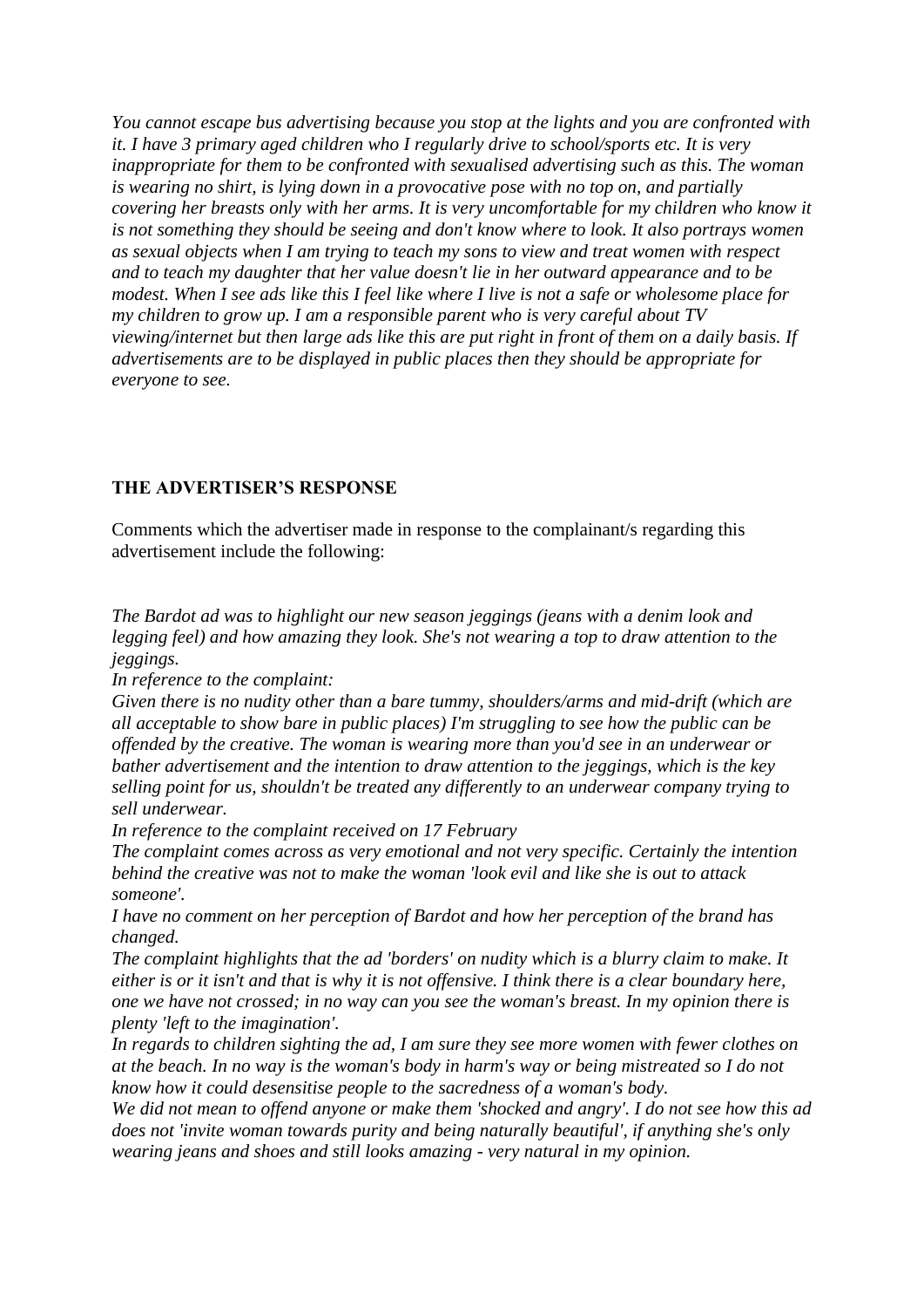*You cannot escape bus advertising because you stop at the lights and you are confronted with it. I have 3 primary aged children who I regularly drive to school/sports etc. It is very inappropriate for them to be confronted with sexualised advertising such as this. The woman is wearing no shirt, is lying down in a provocative pose with no top on, and partially covering her breasts only with her arms. It is very uncomfortable for my children who know it is not something they should be seeing and don't know where to look. It also portrays women as sexual objects when I am trying to teach my sons to view and treat women with respect and to teach my daughter that her value doesn't lie in her outward appearance and to be modest. When I see ads like this I feel like where I live is not a safe or wholesome place for my children to grow up. I am a responsible parent who is very careful about TV viewing/internet but then large ads like this are put right in front of them on a daily basis. If advertisements are to be displayed in public places then they should be appropriate for everyone to see.*

**THE ADVERTISER'S RESPONSE**

Comments which the advertiser made in response to the complainant/s regarding this advertisement include the following:

*The Bardot ad was to highlight our new season jeggings (jeans with a denim look and legging feel) and how amazing they look. She's not wearing a top to draw attention to the jeggings.*

*In reference to the complaint:*

*Given there is no nudity other than a bare tummy, shoulders/arms and mid-drift (which are all acceptable to show bare in public places) I'm struggling to see how the public can be offended by the creative. The woman is wearing more than you'd see in an underwear or bather advertisement and the intention to draw attention to the jeggings, which is the key selling point for us, shouldn't be treated any differently to an underwear company trying to sell underwear.*

*In reference to the complaint received on 17 February*

*The complaint comes across as very emotional and not very specific. Certainly the intention behind the creative was not to make the woman 'look evil and like she is out to attack someone'.*

*I have no comment on her perception of Bardot and how her perception of the brand has changed.*

*The complaint highlights that the ad 'borders' on nudity which is a blurry claim to make. It either is or it isn't and that is why it is not offensive. I think there is a clear boundary here, one we have not crossed; in no way can you see the woman's breast. In my opinion there is plenty 'left to the imagination'.*

*In regards to children sighting the ad, I am sure they see more women with fewer clothes on at the beach. In no way is the woman's body in harm's way or being mistreated so I do not know how it could desensitise people to the sacredness of a woman's body.*

*We did not mean to offend anyone or make them 'shocked and angry'. I do not see how this ad does not 'invite woman towards purity and being naturally beautiful', if anything she's only wearing jeans and shoes and still looks amazing - very natural in my opinion.*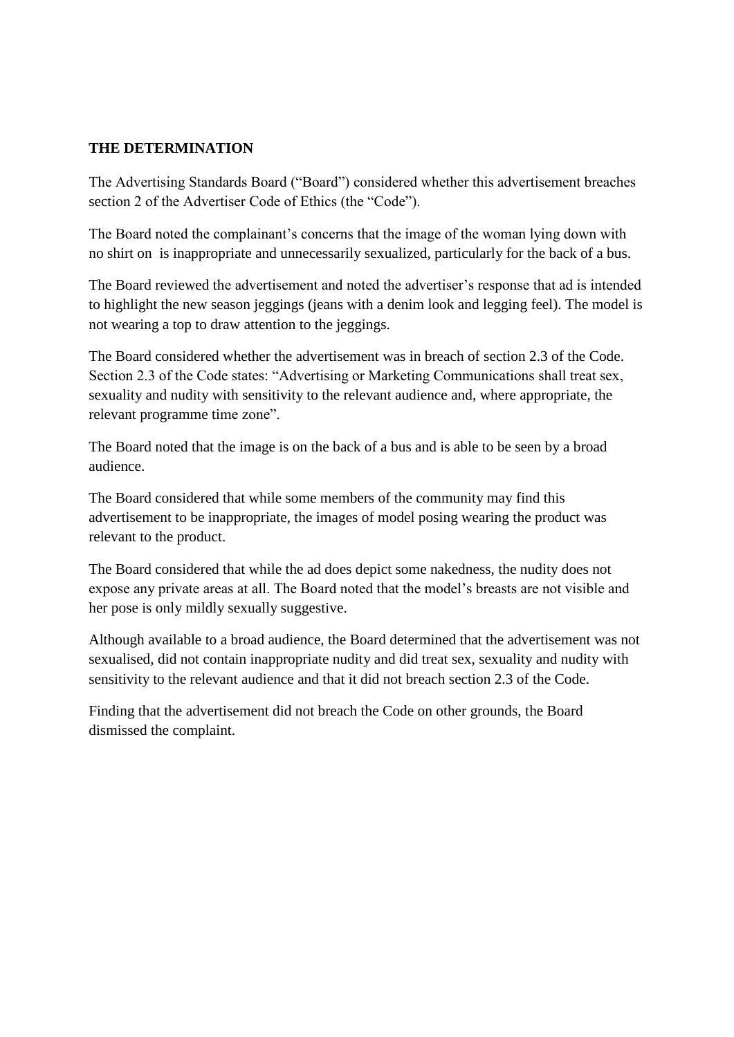**THE DETERMINATION**

The Advertising Standards Board ("Board") considered whether this advertisement breaches section 2 of the Advertiser Code of Ethics (the "Code").

The Board noted the complainant's concerns that the image of the woman lying down with no shirt on is inappropriate and unnecessarily sexualized, particularly for the back of a bus.

The Board reviewed the advertisement and noted the advertiser's response that ad is intended to highlight the new season jeggings (jeans with a denim look and legging feel). The model is not wearing a top to draw attention to the jeggings.

The Board considered whether the advertisement was in breach of section 2.3 of the Code. Section 2.3 of the Code states: "Advertising or Marketing Communications shall treat sex, sexuality and nudity with sensitivity to the relevant audience and, where appropriate, the relevant programme time zone".

The Board noted that the image is on the back of a bus and is able to be seen by a broad audience.

The Board considered that while some members of the community may find this advertisement to be inappropriate, the images of model posing wearing the product was relevant to the product.

The Board considered that while the ad does depict some nakedness, the nudity does not expose any private areas at all. The Board noted that the model's breasts are not visible and her pose is only mildly sexually suggestive.

Although available to a broad audience, the Board determined that the advertisement was not sexualised, did not contain inappropriate nudity and did treat sex, sexuality and nudity with sensitivity to the relevant audience and that it did not breach section 2.3 of the Code.

Finding that the advertisement did not breach the Code on other grounds, the Board dismissed the complaint.